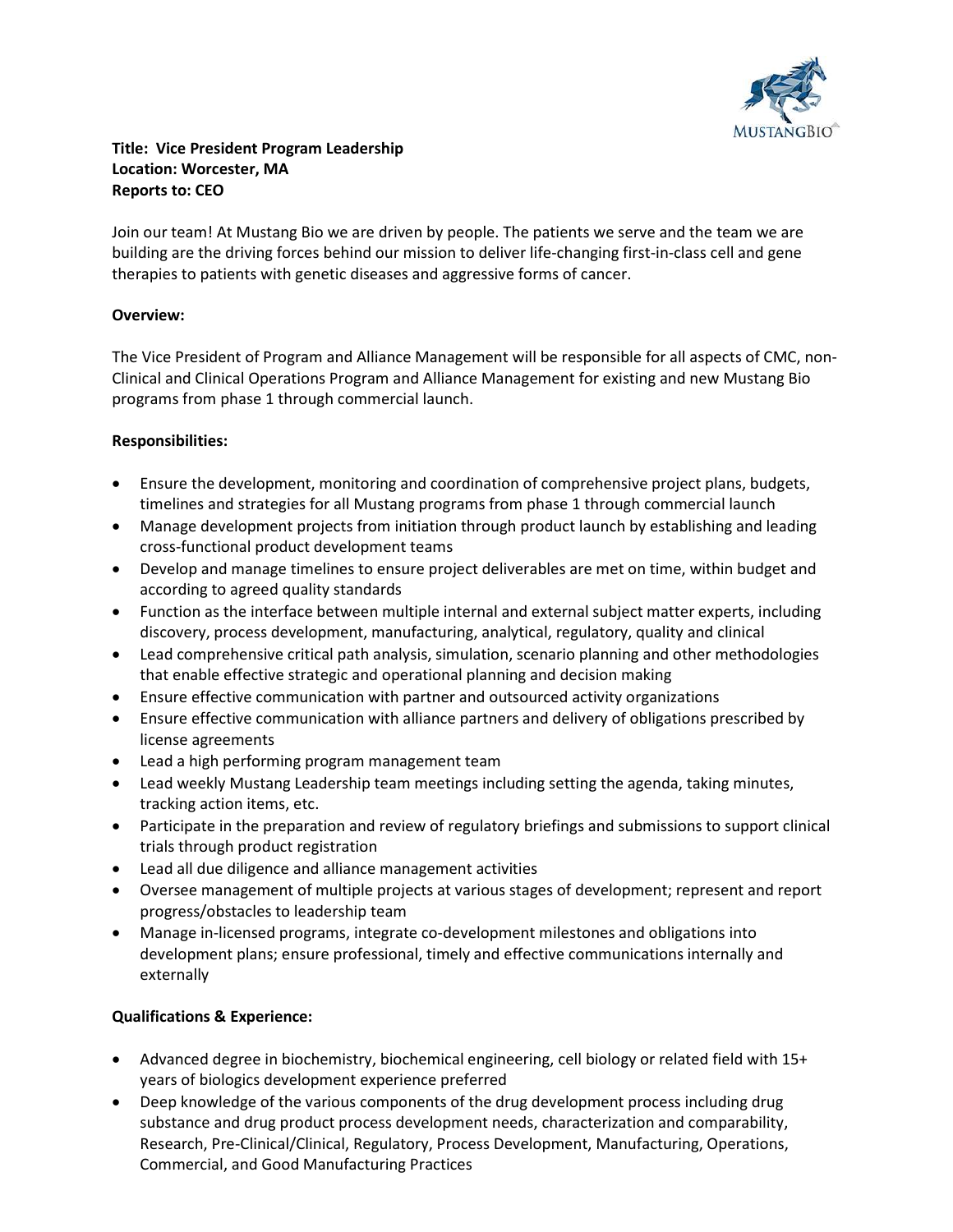**Title: Vice President Program Leadership**
**Location: Worcester, MA**
**Reports to: CEO**

Join our team! At Mustang Bio we are driven by people. The patients we serve and the team we are building are the driving forces behind our mission to deliver life-changing first-in-class cell and gene therapies to patients with genetic diseases and aggressive forms of cancer.

**Overview:**

The Vice President of Program and Alliance Management will be responsible for all aspects of CMC, non-Clinical and Clinical Operations Program and Alliance Management for existing and new Mustang Bio programs from phase 1 through commercial launch.

**Responsibilities:**

- Ensure the development, monitoring and coordination of comprehensive project plans, budgets, timelines and strategies for all Mustang programs from phase 1 through commercial launch
- Manage development projects from initiation through product launch by establishing and leading cross-functional product development teams
- Develop and manage timelines to ensure project deliverables are met on time, within budget and according to agreed quality standards
- Function as the interface between multiple internal and external subject matter experts, including discovery, process development, manufacturing, analytical, regulatory, quality and clinical
- Lead comprehensive critical path analysis, simulation, scenario planning and other methodologies that enable effective strategic and operational planning and decision making
- Ensure effective communication with partner and outsourced activity organizations
- Ensure effective communication with alliance partners and delivery of obligations prescribed by license agreements
- Lead a high performing program management team
- Lead weekly Mustang Leadership team meetings including setting the agenda, taking minutes, tracking action items, etc.
- Participate in the preparation and review of regulatory briefings and submissions to support clinical trials through product registration
- Lead all due diligence and alliance management activities
- Oversee management of multiple projects at various stages of development; represent and report progress/obstacles to leadership team
- Manage in-licensed programs, integrate co-development milestones and obligations into development plans; ensure professional, timely and effective communications internally and externally

**Qualifications & Experience:**

- Advanced degree in biochemistry, biochemical engineering, cell biology or related field with 15+ years of biologics development experience preferred
- Deep knowledge of the various components of the drug development process including drug substance and drug product process development needs, characterization and comparability, Research, Pre-Clinical/Clinical, Regulatory, Process Development, Manufacturing, Operations, Commercial, and Good Manufacturing Practices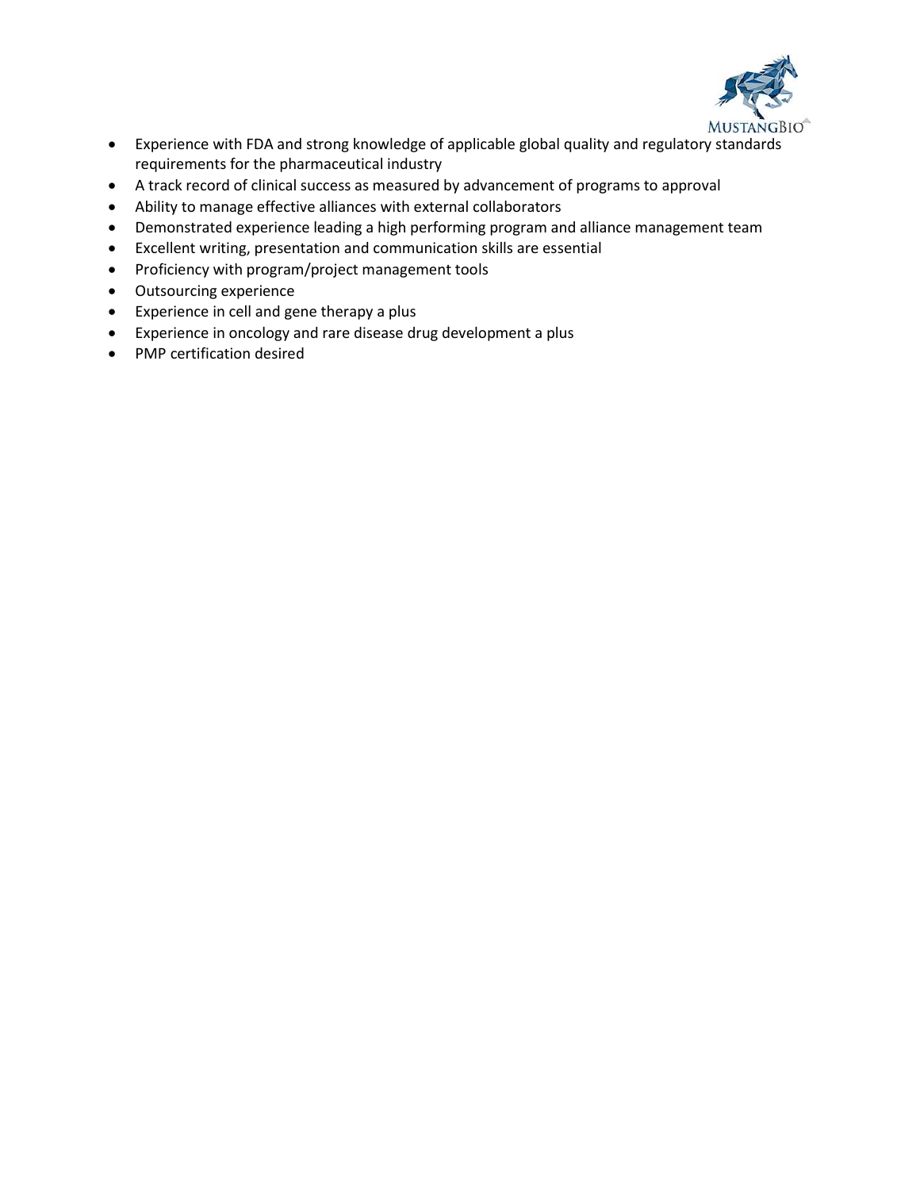- Experience with FDA and strong knowledge of applicable global quality and regulatory standards requirements for the pharmaceutical industry
- A track record of clinical success as measured by advancement of programs to approval
- Ability to manage effective alliances with external collaborators
- Demonstrated experience leading a high performing program and alliance management team
- Excellent writing, presentation and communication skills are essential
- Proficiency with program/project management tools
- Outsourcing experience
- Experience in cell and gene therapy a plus
- Experience in oncology and rare disease drug development a plus
- PMP certification desired